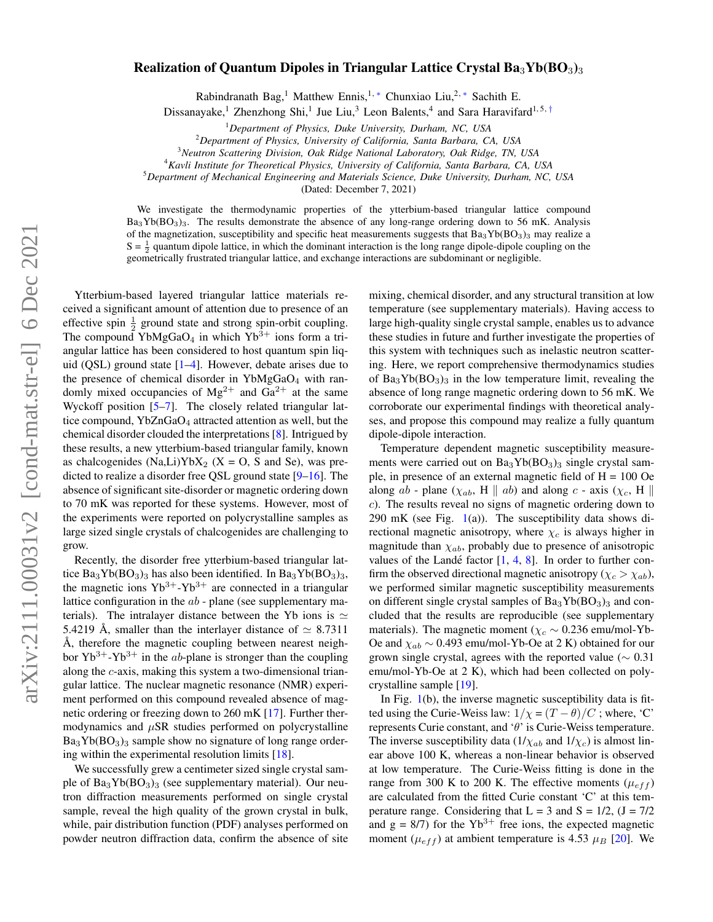# Realization of Quantum Dipoles in Triangular Lattice Crystal $Ba_3Yb(BO_3)_3$

Rabindranath Bag,[1] Matthew Ennis,[1,*] Chunxiao Liu,[2,*] Sachith E. Dissanayake,[1] Zhenzhong Shi,[1] Jue Liu,[3] Leon Balents,[4] and Sara Haravifard[1,5,†]

[1] *Department of Physics, Duke University, Durham, NC, USA*
[2] *Department of Physics, University of California, Santa Barbara, CA, USA*
[3] *Neutron Scattering Division, Oak Ridge National Laboratory, Oak Ridge, TN, USA*
[4] *Kavli Institute for Theoretical Physics, University of California, Santa Barbara, CA, USA*
[5] *Department of Mechanical Engineering and Materials Science, Duke University, Durham, NC, USA*

(Dated: December 7, 2021)

We investigate the thermodynamic properties of the ytterbium-based triangular lattice compound $Ba_3Yb(BO_3)_3$. The results demonstrate the absence of any long-range ordering down to 56 mK. Analysis of the magnetization, susceptibility and specific heat measurements suggests that $Ba_3Yb(BO_3)_3$ may realize a S = $\frac{1}{2}$ quantum dipole lattice, in which the dominant interaction is the long range dipole-dipole coupling on the geometrically frustrated triangular lattice, and exchange interactions are subdominant or negligible.

Ytterbium-based layered triangular lattice materials received a significant amount of attention due to presence of an effective spin $\frac{1}{2}$ ground state and strong spin-orbit coupling. The compound $YbMgGaO_4$ in which $Yb^{3+}$ ions form a triangular lattice has been considered to host quantum spin liquid (QSL) ground state [1–4]. However, debate arises due to the presence of chemical disorder in $YbMgGaO_4$ with randomly mixed occupancies of $Mg^{2+}$ and $Ga^{2+}$ at the same Wyckoff position [5–7]. The closely related triangular lattice compound, $YbZnGaO_4$ attracted attention as well, but the chemical disorder clouded the interpretations [8]. Intrigued by these results, a new ytterbium-based triangular family, known as chalcogenides (Na,Li)$YbX_2$ (X = O, S and Se), was predicted to realize a disorder free QSL ground state [9–16]. The absence of significant site-disorder or magnetic ordering down to 70 mK was reported for these systems. However, most of the experiments were reported on polycrystalline samples as large sized single crystals of chalcogenides are challenging to grow.

Recently, the disorder free ytterbium-based triangular lattice $Ba_3Yb(BO_3)_3$ has also been identified. In $Ba_3Yb(BO_3)_3$, the magnetic ions $Yb^{3+}$-$Yb^{3+}$ are connected in a triangular lattice configuration in the $ab$ - plane (see supplementary materials). The intralayer distance between the Yb ions is $\simeq$ 5.4219 Å, smaller than the interlayer distance of $\simeq$ 8.7311 Å, therefore the magnetic coupling between nearest neighbor $Yb^{3+}$-$Yb^{3+}$ in the $ab$-plane is stronger than the coupling along the $c$-axis, making this system a two-dimensional triangular lattice. The nuclear magnetic resonance (NMR) experiment performed on this compound revealed absence of magnetic ordering or freezing down to 260 mK [17]. Further thermodynamics and $\mu$SR studies performed on polycrystalline $Ba_3Yb(BO_3)_3$ sample show no signature of long range ordering within the experimental resolution limits [18].

We successfully grew a centimeter sized single crystal sample of $Ba_3Yb(BO_3)_3$ (see supplementary material). Our neutron diffraction measurements performed on single crystal sample, reveal the high quality of the grown crystal in bulk, while, pair distribution function (PDF) analyses performed on powder neutron diffraction data, confirm the absence of site mixing, chemical disorder, and any structural transition at low temperature (see supplementary materials). Having access to large high-quality single crystal sample, enables us to advance these studies in future and further investigate the properties of this system with techniques such as inelastic neutron scattering. Here, we report comprehensive thermodynamics studies of $Ba_3Yb(BO_3)_3$ in the low temperature limit, revealing the absence of long range magnetic ordering down to 56 mK. We corroborate our experimental findings with theoretical analyses, and propose this compound may realize a fully quantum dipole-dipole interaction.

Temperature dependent magnetic susceptibility measurements were carried out on $Ba_3Yb(BO_3)_3$ single crystal sample, in presence of an external magnetic field of H = 100 Oe along $ab$ - plane ($\chi_{ab}$, H $\parallel$ $ab$) and along $c$ - axis ($\chi_c$, H $\parallel$ $c$). The results reveal no signs of magnetic ordering down to 290 mK (see Fig. 1(a)). The susceptibility data shows directional magnetic anisotropy, where $\chi_c$ is always higher in magnitude than $\chi_{ab}$, probably due to presence of anisotropic values of the Landé factor [1, 4, 8]. In order to further confirm the observed directional magnetic anisotropy ($\chi_c > \chi_{ab}$), we performed similar magnetic susceptibility measurements on different single crystal samples of $Ba_3Yb(BO_3)_3$ and concluded that the results are reproducible (see supplementary materials). The magnetic moment ($\chi_c \sim$ 0.236 emu/mol-Yb-Oe and $\chi_{ab} \sim$ 0.493 emu/mol-Yb-Oe at 2 K) obtained for our grown single crystal, agrees with the reported value ($\sim$ 0.31 emu/mol-Yb-Oe at 2 K), which had been collected on polycrystalline sample [19].

In Fig. 1(b), the inverse magnetic susceptibility data is fitted using the Curie-Weiss law: $1/\chi = (T - \theta)/C$ ; where, 'C' represents Curie constant, and '$\theta$' is Curie-Weiss temperature. The inverse susceptibility data ($1/\chi_{ab}$ and $1/\chi_c$) is almost linear above 100 K, whereas a non-linear behavior is observed at low temperature. The Curie-Weiss fitting is done in the range from 300 K to 200 K. The effective moments ($\mu_{eff}$) are calculated from the fitted Curie constant 'C' at this temperature range. Considering that L = 3 and S = 1/2, (J = 7/2 and g = 8/7) for the $Yb^{3+}$ free ions, the expected magnetic moment ($\mu_{eff}$) at ambient temperature is 4.53 $\mu_B$ [20]. We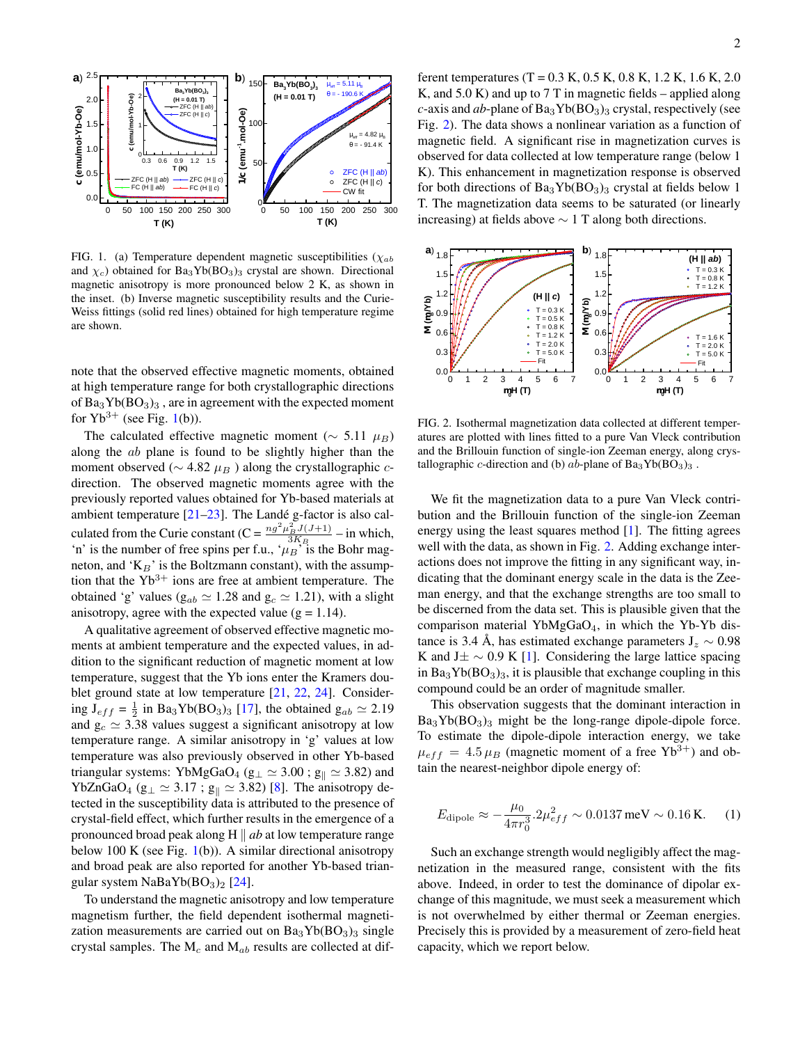FIG. 1. (a) Temperature dependent magnetic susceptibilities ($\chi_{ab}$ and $\chi_c$) obtained for $Ba_3Yb(BO_3)_3$ crystal are shown. Directional magnetic anisotropy is more pronounced below 2 K, as shown in the inset. (b) Inverse magnetic susceptibility results and the Curie-Weiss fittings (solid red lines) obtained for high temperature regime are shown.

note that the observed effective magnetic moments, obtained at high temperature range for both crystallographic directions of $Ba_3Yb(BO_3)_3$ , are in agreement with the expected moment for $Yb^{3+}$ (see Fig. 1(b)).

The calculated effective magnetic moment ($\sim$ 5.11 $\mu_B$) along the $ab$ plane is found to be slightly higher than the moment observed ($\sim$ 4.82 $\mu_B$ ) along the crystallographic $c$-direction. The observed magnetic moments agree with the previously reported values obtained for Yb-based materials at ambient temperature [21–23]. The Landé g-factor is also calculated from the Curie constant (C = $\frac{ng^2\mu_B^2 J(J+1)}{3K_B}$ – in which, 'n' is the number of free spins per f.u., '$\mu_B$' is the Bohr magneton, and '$K_B$' is the Boltzmann constant), with the assumption that the $Yb^{3+}$ ions are free at ambient temperature. The obtained 'g' values ($g_{ab} \simeq 1.28$ and $g_c \simeq 1.21$), with a slight anisotropy, agree with the expected value (g = 1.14).

A qualitative agreement of observed effective magnetic moments at ambient temperature and the expected values, in addition to the significant reduction of magnetic moment at low temperature, suggest that the Yb ions enter the Kramers doublet ground state at low temperature [21, 22, 24]. Considering $J_{eff} = \frac{1}{2}$ in $Ba_3Yb(BO_3)_3$ [17], the obtained $g_{ab} \simeq 2.19$ and $g_c \simeq 3.38$ values suggest a significant anisotropy at low temperature range. A similar anisotropy in 'g' values at low temperature was also previously observed in other Yb-based triangular systems: $YbMgGaO_4$ ($g_\perp \simeq 3.00$ ; $g_\parallel \simeq 3.82$) and $YbZnGaO_4$ ($g_\perp \simeq 3.17$ ; $g_\parallel \simeq 3.82$) [8]. The anisotropy detected in the susceptibility data is attributed to the presence of crystal-field effect, which further results in the emergence of a pronounced broad peak along H $\parallel$ $ab$ at low temperature range below 100 K (see Fig. 1(b)). A similar directional anisotropy and broad peak are also reported for another Yb-based triangular system $NaBaYb(BO_3)_2$ [24].

To understand the magnetic anisotropy and low temperature magnetism further, the field dependent isothermal magnetization measurements are carried out on $Ba_3Yb(BO_3)_3$ single crystal samples. The $M_c$ and $M_{ab}$ results are collected at different temperatures (T = 0.3 K, 0.5 K, 0.8 K, 1.2 K, 1.6 K, 2.0 K, and 5.0 K) and up to 7 T in magnetic fields – applied along $c$-axis and $ab$-plane of $Ba_3Yb(BO_3)_3$ crystal, respectively (see Fig. 2). The data shows a nonlinear variation as a function of magnetic field. A significant rise in magnetization curves is observed for data collected at low temperature range (below 1 K). This enhancement in magnetization response is observed for both directions of $Ba_3Yb(BO_3)_3$ crystal at fields below 1 T. The magnetization data seems to be saturated (or linearly increasing) at fields above $\sim$ 1 T along both directions.

FIG. 2. Isothermal magnetization data collected at different temperatures are plotted with lines fitted to a pure Van Vleck contribution and the Brillouin function of single-ion Zeeman energy, along crystallographic $c$-direction and (b) $ab$-plane of $Ba_3Yb(BO_3)_3$ .

We fit the magnetization data to a pure Van Vleck contribution and the Brillouin function of the single-ion Zeeman energy using the least squares method [1]. The fitting agrees well with the data, as shown in Fig. 2. Adding exchange interactions does not improve the fitting in any significant way, indicating that the dominant energy scale in the data is the Zeeman energy, and that the exchange strengths are too small to be discerned from the data set. This is plausible given that the comparison material $YbMgGaO_4$, in which the Yb-Yb distance is 3.4 Å, has estimated exchange parameters $J_z \sim 0.98$ K and $J\pm \sim 0.9$ K [1]. Considering the large lattice spacing in $Ba_3Yb(BO_3)_3$, it is plausible that exchange coupling in this compound could be an order of magnitude smaller.

This observation suggests that the dominant interaction in $Ba_3Yb(BO_3)_3$ might be the long-range dipole-dipole force. To estimate the dipole-dipole interaction energy, we take $\mu_{eff} = 4.5\,\mu_B$ (magnetic moment of a free $Yb^{3+}$) and obtain the nearest-neighbor dipole energy of:

$$E_{\text{dipole}} \approx -\frac{\mu_0}{4\pi r_0^3} \cdot 2\mu_{eff}^2 \sim 0.0137\,\text{meV} \sim 0.16\,\text{K}. \tag{1}$$

Such an exchange strength would negligibly affect the magnetization in the measured range, consistent with the fits above. Indeed, in order to test the dominance of dipolar exchange of this magnitude, we must seek a measurement which is not overwhelmed by either thermal or Zeeman energies. Precisely this is provided by a measurement of zero-field heat capacity, which we report below.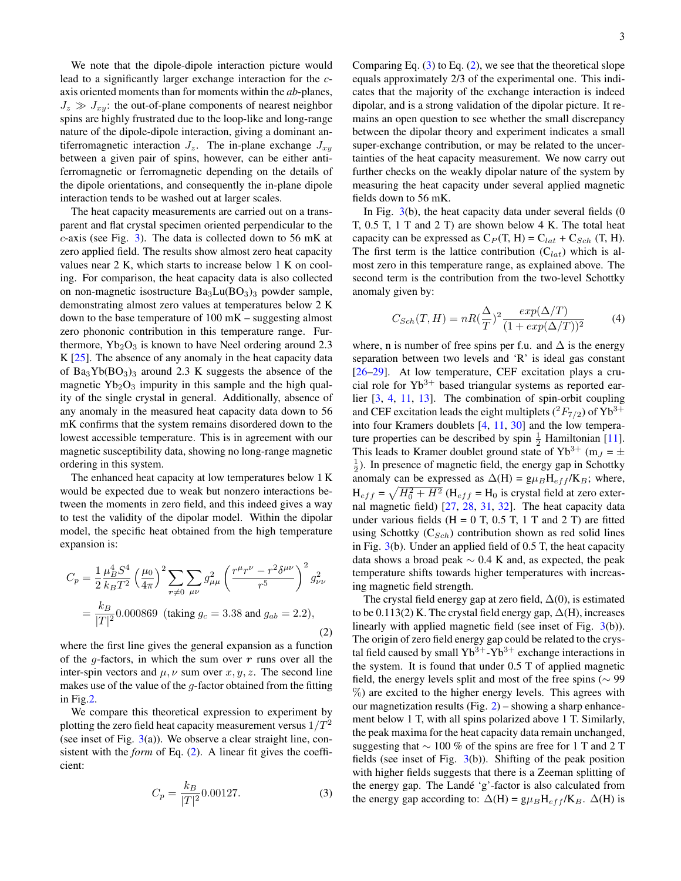We note that the dipole-dipole interaction picture would lead to a significantly larger exchange interaction for the $c$-axis oriented moments than for moments within the *ab*-planes, $J_z \gg J_{xy}$: the out-of-plane components of nearest neighbor spins are highly frustrated due to the loop-like and long-range nature of the dipole-dipole interaction, giving a dominant antiferromagnetic interaction $J_z$. The in-plane exchange $J_{xy}$ between a given pair of spins, however, can be either antiferromagnetic or ferromagnetic depending on the details of the dipole orientations, and consequently the in-plane dipole interaction tends to be washed out at larger scales.

The heat capacity measurements are carried out on a transparent and flat crystal specimen oriented perpendicular to the $c$-axis (see Fig. 3). The data is collected down to 56 mK at zero applied field. The results show almost zero heat capacity values near 2 K, which starts to increase below 1 K on cooling. For comparison, the heat capacity data is also collected on non-magnetic isostructure $Ba_3Lu(BO_3)_3$ powder sample, demonstrating almost zero values at temperatures below 2 K down to the base temperature of 100 mK – suggesting almost zero phononic contribution in this temperature range. Furthermore, $Yb_2O_3$ is known to have Neel ordering around 2.3 K [25]. The absence of any anomaly in the heat capacity data of $Ba_3Yb(BO_3)_3$ around 2.3 K suggests the absence of the magnetic $Yb_2O_3$ impurity in this sample and the high quality of the single crystal in general. Additionally, absence of any anomaly in the measured heat capacity data down to 56 mK confirms that the system remains disordered down to the lowest accessible temperature. This is in agreement with our magnetic susceptibility data, showing no long-range magnetic ordering in this system.

The enhanced heat capacity at low temperatures below 1 K would be expected due to weak but nonzero interactions between the moments in zero field, and this indeed gives a way to test the validity of the dipolar model. Within the dipolar model, the specific heat obtained from the high temperature expansion is:

$$
\begin{aligned}
C_p &= \frac{1}{2}\frac{\mu_B^4 S^4}{k_B T^2}\left(\frac{\mu_0}{4\pi}\right)^2 \sum_{\boldsymbol{r}\neq 0}\sum_{\mu\nu} g_{\mu\mu}^2 \left(\frac{r^\mu r^\nu - r^2\delta^{\mu\nu}}{r^5}\right)^2 g_{\nu\nu}^2 \\
&= \frac{k_B}{|T|^2} 0.000869 \;\; (\text{taking } g_c = 3.38 \text{ and } g_{ab} = 2.2),
\end{aligned}
\tag{2}
$$

where the first line gives the general expansion as a function of the $g$-factors, in which the sum over $\boldsymbol{r}$ runs over all the inter-spin vectors and $\mu, \nu$ sum over $x, y, z$. The second line makes use of the value of the $g$-factor obtained from the fitting in Fig.2.

We compare this theoretical expression to experiment by plotting the zero field heat capacity measurement versus $1/T^2$ (see inset of Fig. 3(a)). We observe a clear straight line, consistent with the *form* of Eq. (2). A linear fit gives the coefficient:

$$
C_p = \frac{k_B}{|T|^2} 0.00127. \tag{3}
$$

Comparing Eq. (3) to Eq. (2), we see that the theoretical slope equals approximately 2/3 of the experimental one. This indicates that the majority of the exchange interaction is indeed dipolar, and is a strong validation of the dipolar picture. It remains an open question to see whether the small discrepancy between the dipolar theory and experiment indicates a small super-exchange contribution, or may be related to the uncertainties of the heat capacity measurement. We now carry out further checks on the weakly dipolar nature of the system by measuring the heat capacity under several applied magnetic fields down to 56 mK.

In Fig. 3(b), the heat capacity data under several fields (0 T, 0.5 T, 1 T and 2 T) are shown below 4 K. The total heat capacity can be expressed as $C_P(T, H) = C_{lat} + C_{Sch}(T, H)$. The first term is the lattice contribution ($C_{lat}$) which is almost zero in this temperature range, as explained above. The second term is the contribution from the two-level Schottky anomaly given by:

$$
C_{Sch}(T, H) = nR\left(\frac{\Delta}{T}\right)^2 \frac{exp(\Delta/T)}{(1 + exp(\Delta/T))^2} \tag{4}
$$

where, n is number of free spins per f.u. and $\Delta$ is the energy separation between two levels and 'R' is ideal gas constant [26–29]. At low temperature, CEF excitation plays a crucial role for $Yb^{3+}$ based triangular systems as reported earlier [3, 4, 11, 13]. The combination of spin-orbit coupling and CEF excitation leads the eight multiplets ($^2F_{7/2}$) of $Yb^{3+}$ into four Kramers doublets [4, 11, 30] and the low temperature properties can be described by spin $\frac{1}{2}$ Hamiltonian [11]. This leads to Kramer doublet ground state of $Yb^{3+}$ ($m_J = \pm\frac{1}{2}$). In presence of magnetic field, the energy gap in Schottky anomaly can be expressed as $\Delta(H) = g\mu_B H_{eff}/K_B$; where, $H_{eff} = \sqrt{H_0^2 + H^2}$ ($H_{eff} = H_0$ is crystal field at zero external magnetic field) [27, 28, 31, 32]. The heat capacity data under various fields (H = 0 T, 0.5 T, 1 T and 2 T) are fitted using Schottky ($C_{Sch}$) contribution shown as red solid lines in Fig. 3(b). Under an applied field of 0.5 T, the heat capacity data shows a broad peak $\sim$ 0.4 K and, as expected, the peak temperature shifts towards higher temperatures with increasing magnetic field strength.

The crystal field energy gap at zero field, $\Delta(0)$, is estimated to be 0.113(2) K. The crystal field energy gap, $\Delta(H)$, increases linearly with applied magnetic field (see inset of Fig. 3(b)). The origin of zero field energy gap could be related to the crystal field caused by small $Yb^{3+}$-$Yb^{3+}$ exchange interactions in the system. It is found that under 0.5 T of applied magnetic field, the energy levels split and most of the free spins ($\sim$ 99 %) are excited to the higher energy levels. This agrees with our magnetization results (Fig. 2) – showing a sharp enhancement below 1 T, with all spins polarized above 1 T. Similarly, the peak maxima for the heat capacity data remain unchanged, suggesting that $\sim$ 100 % of the spins are free for 1 T and 2 T fields (see inset of Fig. 3(b)). Shifting of the peak position with higher fields suggests that there is a Zeeman splitting of the energy gap. The Landé 'g'-factor is also calculated from the energy gap according to: $\Delta(H) = g\mu_B H_{eff}/K_B$. $\Delta(H)$ is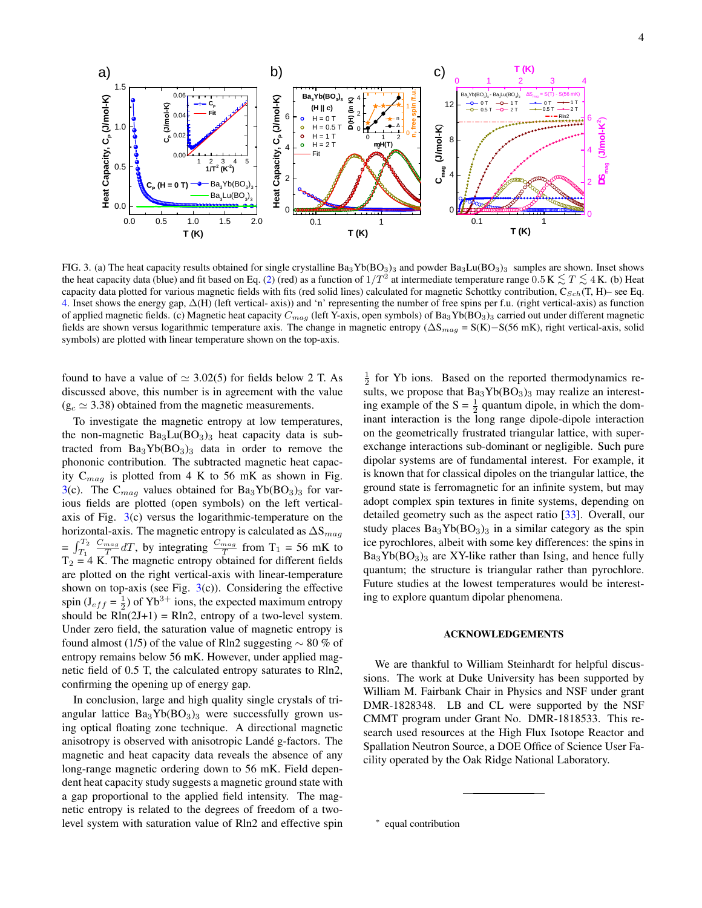FIG. 3. (a) The heat capacity results obtained for single crystalline $Ba_3Yb(BO_3)_3$ and powder $Ba_3Lu(BO_3)_3$ samples are shown. Inset shows the heat capacity data (blue) and fit based on Eq. (2) (red) as a function of $1/T^2$ at intermediate temperature range $0.5\,\mathrm{K} \lesssim T \lesssim 4\,\mathrm{K}$. (b) Heat capacity data plotted for various magnetic fields with fits (red solid lines) calculated for magnetic Schottky contribution, $C_{Sch}$(T, H)– see Eq. 4. Inset shows the energy gap, $\Delta$(H) (left vertical- axis)) and 'n' representing the number of free spins per f.u. (right vertical-axis) as function of applied magnetic fields. (c) Magnetic heat capacity $C_{mag}$ (left Y-axis, open symbols) of $Ba_3Yb(BO_3)_3$ carried out under different magnetic fields are shown versus logarithmic temperature axis. The change in magnetic entropy ($\Delta S_{mag}$ = S(K)−S(56 mK), right vertical-axis, solid symbols) are plotted with linear temperature shown on the top-axis.

found to have a value of $\simeq$ 3.02(5) for fields below 2 T. As discussed above, this number is in agreement with the value ($g_c \simeq 3.38$) obtained from the magnetic measurements.

To investigate the magnetic entropy at low temperatures, the non-magnetic $Ba_3Lu(BO_3)_3$ heat capacity data is subtracted from $Ba_3Yb(BO_3)_3$ data in order to remove the phononic contribution. The subtracted magnetic heat capacity $C_{mag}$ is plotted from 4 K to 56 mK as shown in Fig. 3(c). The $C_{mag}$ values obtained for $Ba_3Yb(BO_3)_3$ for various fields are plotted (open symbols) on the left vertical-axis of Fig. 3(c) versus the logarithmic-temperature on the horizontal-axis. The magnetic entropy is calculated as $\Delta S_{mag} = \int_{T_1}^{T_2} \frac{C_{mag}}{T} dT$, by integrating $\frac{C_{mag}}{T}$ from $T_1$ = 56 mK to $T_2$ = 4 K. The magnetic entropy obtained for different fields are plotted on the right vertical-axis with linear-temperature shown on top-axis (see Fig. 3(c)). Considering the effective spin ($J_{eff} = \frac{1}{2}$) of $Yb^{3+}$ ions, the expected maximum entropy should be $R\ln(2J+1) = R\ln 2$, entropy of a two-level system. Under zero field, the saturation value of magnetic entropy is found almost (1/5) of the value of Rln2 suggesting $\sim$ 80 % of entropy remains below 56 mK. However, under applied magnetic field of 0.5 T, the calculated entropy saturates to Rln2, confirming the opening up of energy gap.

In conclusion, large and high quality single crystals of triangular lattice $Ba_3Yb(BO_3)_3$ were successfully grown using optical floating zone technique. A directional magnetic anisotropy is observed with anisotropic Landé g-factors. The magnetic and heat capacity data reveals the absence of any long-range magnetic ordering down to 56 mK. Field dependent heat capacity study suggests a magnetic ground state with a gap proportional to the applied field intensity. The magnetic entropy is related to the degrees of freedom of a two-level system with saturation value of Rln2 and effective spin $\frac{1}{2}$ for Yb ions. Based on the reported thermodynamics results, we propose that $Ba_3Yb(BO_3)_3$ may realize an interesting example of the S = $\frac{1}{2}$ quantum dipole, in which the dominant interaction is the long range dipole-dipole interaction on the geometrically frustrated triangular lattice, with superexchange interactions sub-dominant or negligible. Such pure dipolar systems are of fundamental interest. For example, it is known that for classical dipoles on the triangular lattice, the ground state is ferromagnetic for an infinite system, but may adopt complex spin textures in finite systems, depending on detailed geometry such as the aspect ratio [33]. Overall, our study places $Ba_3Yb(BO_3)_3$ in a similar category as the spin ice pyrochlores, albeit with some key differences: the spins in $Ba_3Yb(BO_3)_3$ are XY-like rather than Ising, and hence fully quantum; the structure is triangular rather than pyrochlore. Future studies at the lowest temperatures would be interesting to explore quantum dipolar phenomena.

## ACKNOWLEDGEMENTS

We are thankful to William Steinhardt for helpful discussions. The work at Duke University has been supported by William M. Fairbank Chair in Physics and NSF under grant DMR-1828348. LB and CL were supported by the NSF CMMT program under Grant No. DMR-1818533. This research used resources at the High Flux Isotope Reactor and Spallation Neutron Source, a DOE Office of Science User Facility operated by the Oak Ridge National Laboratory.

---

* equal contribution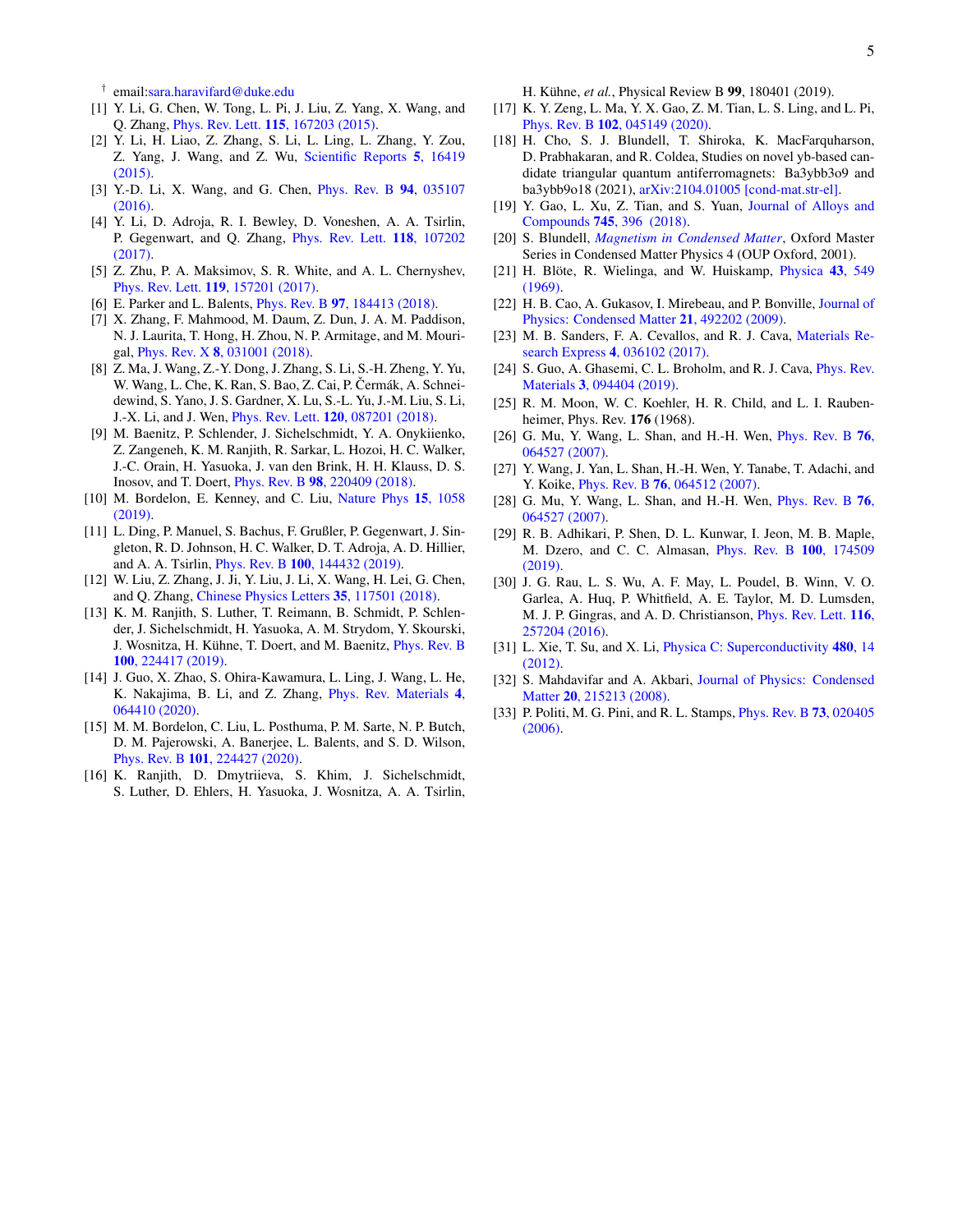[†] email:sara.haravifard@duke.edu

[1] Y. Li, G. Chen, W. Tong, L. Pi, J. Liu, Z. Yang, X. Wang, and Q. Zhang, Phys. Rev. Lett. **115**, 167203 (2015).

[2] Y. Li, H. Liao, Z. Zhang, S. Li, L. Ling, L. Zhang, Y. Zou, Z. Yang, J. Wang, and Z. Wu, Scientific Reports **5**, 16419 (2015).

[3] Y.-D. Li, X. Wang, and G. Chen, Phys. Rev. B **94**, 035107 (2016).

[4] Y. Li, D. Adroja, R. I. Bewley, D. Voneshen, A. A. Tsirlin, P. Gegenwart, and Q. Zhang, Phys. Rev. Lett. **118**, 107202 (2017).

[5] Z. Zhu, P. A. Maksimov, S. R. White, and A. L. Chernyshev, Phys. Rev. Lett. **119**, 157201 (2017).

[6] E. Parker and L. Balents, Phys. Rev. B **97**, 184413 (2018).

[7] X. Zhang, F. Mahmood, M. Daum, Z. Dun, J. A. M. Paddison, N. J. Laurita, T. Hong, H. Zhou, N. P. Armitage, and M. Mourigal, Phys. Rev. X **8**, 031001 (2018).

[8] Z. Ma, J. Wang, Z.-Y. Dong, J. Zhang, S. Li, S.-H. Zheng, Y. Yu, W. Wang, L. Che, K. Ran, S. Bao, Z. Cai, P. Čermák, A. Schneidewind, S. Yano, J. S. Gardner, X. Lu, S.-L. Yu, J.-M. Liu, S. Li, J.-X. Li, and J. Wen, Phys. Rev. Lett. **120**, 087201 (2018).

[9] M. Baenitz, P. Schlender, J. Sichelschmidt, Y. A. Onykiienko, Z. Zangeneh, K. M. Ranjith, R. Sarkar, L. Hozoi, H. C. Walker, J.-C. Orain, H. Yasuoka, J. van den Brink, H. H. Klauss, D. S. Inosov, and T. Doert, Phys. Rev. B **98**, 220409 (2018).

[10] M. Bordelon, E. Kenney, and C. Liu, Nature Phys **15**, 1058 (2019).

[11] L. Ding, P. Manuel, S. Bachus, F. Grußler, P. Gegenwart, J. Singleton, R. D. Johnson, H. C. Walker, D. T. Adroja, A. D. Hillier, and A. A. Tsirlin, Phys. Rev. B **100**, 144432 (2019).

[12] W. Liu, Z. Zhang, J. Ji, Y. Liu, J. Li, X. Wang, H. Lei, G. Chen, and Q. Zhang, Chinese Physics Letters **35**, 117501 (2018).

[13] K. M. Ranjith, S. Luther, T. Reimann, B. Schmidt, P. Schlender, J. Sichelschmidt, H. Yasuoka, A. M. Strydom, Y. Skourski, J. Wosnitza, H. Kühne, T. Doert, and M. Baenitz, Phys. Rev. B **100**, 224417 (2019).

[14] J. Guo, X. Zhao, S. Ohira-Kawamura, L. Ling, J. Wang, L. He, K. Nakajima, B. Li, and Z. Zhang, Phys. Rev. Materials **4**, 064410 (2020).

[15] M. M. Bordelon, C. Liu, L. Posthuma, P. M. Sarte, N. P. Butch, D. M. Pajerowski, A. Banerjee, L. Balents, and S. D. Wilson, Phys. Rev. B **101**, 224427 (2020).

[16] K. Ranjith, D. Dmytriieva, S. Khim, J. Sichelschmidt, S. Luther, D. Ehlers, H. Yasuoka, J. Wosnitza, A. A. Tsirlin, H. Kühne, *et al.*, Physical Review B **99**, 180401 (2019).

[17] K. Y. Zeng, L. Ma, Y. X. Gao, Z. M. Tian, L. S. Ling, and L. Pi, Phys. Rev. B **102**, 045149 (2020).

[18] H. Cho, S. J. Blundell, T. Shiroka, K. MacFarquharson, D. Prabhakaran, and R. Coldea, Studies on novel yb-based candidate triangular quantum antiferromagnets: Ba3ybb3o9 and ba3ybb9o18 (2021), arXiv:2104.01005 [cond-mat.str-el].

[19] Y. Gao, L. Xu, Z. Tian, and S. Yuan, Journal of Alloys and Compounds **745**, 396 (2018).

[20] S. Blundell, *Magnetism in Condensed Matter*, Oxford Master Series in Condensed Matter Physics 4 (OUP Oxford, 2001).

[21] H. Blöte, R. Wielinga, and W. Huiskamp, Physica **43**, 549 (1969).

[22] H. B. Cao, A. Gukasov, I. Mirebeau, and P. Bonville, Journal of Physics: Condensed Matter **21**, 492202 (2009).

[23] M. B. Sanders, F. A. Cevallos, and R. J. Cava, Materials Research Express **4**, 036102 (2017).

[24] S. Guo, A. Ghasemi, C. L. Broholm, and R. J. Cava, Phys. Rev. Materials **3**, 094404 (2019).

[25] R. M. Moon, W. C. Koehler, H. R. Child, and L. I. Raubenheimer, Phys. Rev. **176** (1968).

[26] G. Mu, Y. Wang, L. Shan, and H.-H. Wen, Phys. Rev. B **76**, 064527 (2007).

[27] Y. Wang, J. Yan, L. Shan, H.-H. Wen, Y. Tanabe, T. Adachi, and Y. Koike, Phys. Rev. B **76**, 064512 (2007).

[28] G. Mu, Y. Wang, L. Shan, and H.-H. Wen, Phys. Rev. B **76**, 064527 (2007).

[29] R. B. Adhikari, P. Shen, D. L. Kunwar, I. Jeon, M. B. Maple, M. Dzero, and C. C. Almasan, Phys. Rev. B **100**, 174509 (2019).

[30] J. G. Rau, L. S. Wu, A. F. May, L. Poudel, B. Winn, V. O. Garlea, A. Huq, P. Whitfield, A. E. Taylor, M. D. Lumsden, M. J. P. Gingras, and A. D. Christianson, Phys. Rev. Lett. **116**, 257204 (2016).

[31] L. Xie, T. Su, and X. Li, Physica C: Superconductivity **480**, 14 (2012).

[32] S. Mahdavifar and A. Akbari, Journal of Physics: Condensed Matter **20**, 215213 (2008).

[33] P. Politi, M. G. Pini, and R. L. Stamps, Phys. Rev. B **73**, 020405 (2006).